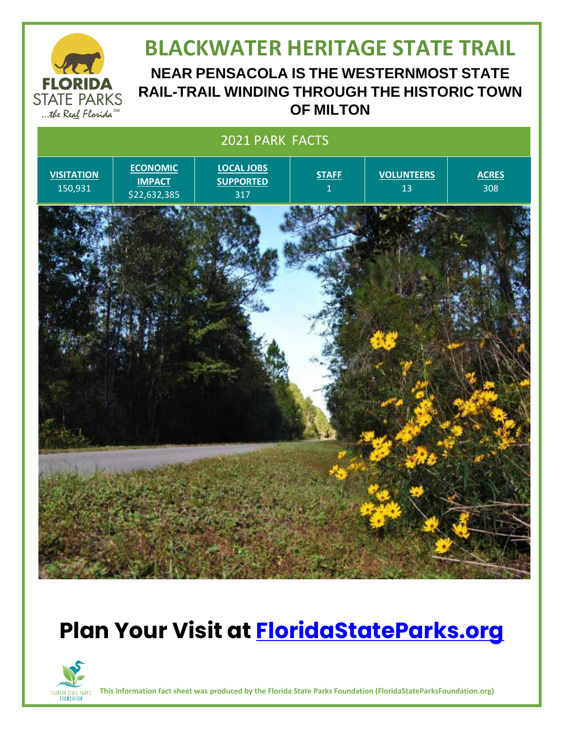# BLACKWATER HERITAGE STATE TRAIL

## NEAR PENSACOLA IS THE WESTERNMOST STATE RAIL-TRAIL WINDING THROUGH THE HISTORIC TOWN OF MILTON

| 2021 PARK FACTS | | | | | |
|---|---|---|---|---|---|
| **VISITATION** | **ECONOMIC IMPACT** | **LOCAL JOBS SUPPORTED** | **STAFF** | **VOLUNTEERS** | **ACRES** |
| 150,931 | $22,632,385 | 317 | 1 | 13 | 308 |

# Plan Your Visit at [FloridaStateParks.org](https://FloridaStateParks.org)

**This information fact sheet was produced by the Florida State Parks Foundation (FloridaStateParksFoundation.org)**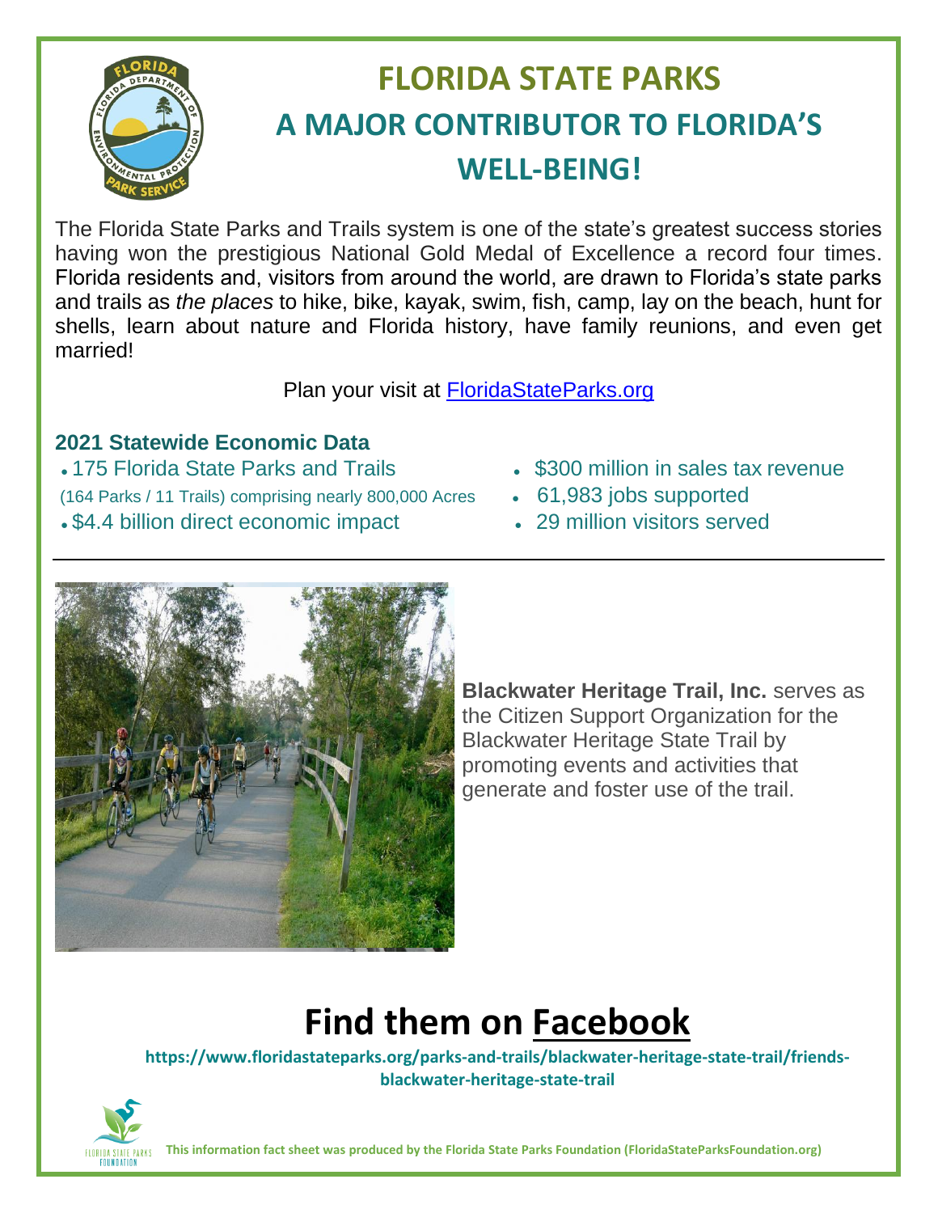# FLORIDA STATE PARKS
## A MAJOR CONTRIBUTOR TO FLORIDA'S WELL-BEING!

The Florida State Parks and Trails system is one of the state's greatest success stories having won the prestigious National Gold Medal of Excellence a record four times. Florida residents and, visitors from around the world, are drawn to Florida's state parks and trails as *the places* to hike, bike, kayak, swim, fish, camp, lay on the beach, hunt for shells, learn about nature and Florida history, have family reunions, and even get married!

Plan your visit at [FloridaStateParks.org](https://FloridaStateParks.org)

### 2021 Statewide Economic Data

- 175 Florida State Parks and Trails (164 Parks / 11 Trails) comprising nearly 800,000 Acres
- $4.4 billion direct economic impact
- $300 million in sales tax revenue
- 61,983 jobs supported
- 29 million visitors served

---

**Blackwater Heritage Trail, Inc.** serves as the Citizen Support Organization for the Blackwater Heritage State Trail by promoting events and activities that generate and foster use of the trail.

# Find them on Facebook

**https://www.floridastateparks.org/parks-and-trails/blackwater-heritage-state-trail/friends-blackwater-heritage-state-trail**

**This information fact sheet was produced by the Florida State Parks Foundation (FloridaStateParksFoundation.org)**